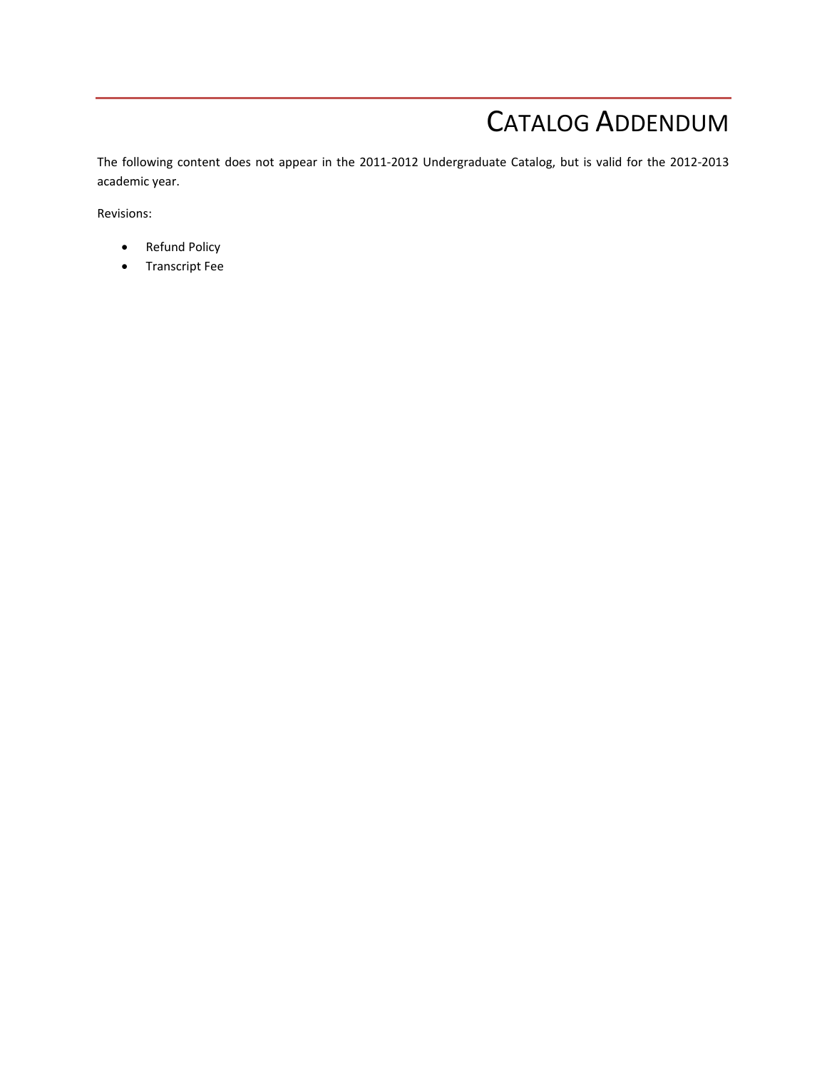# Catalog Addendum

The following content does not appear in the 2011-2012 Undergraduate Catalog, but is valid for the 2012-2013 academic year.

Revisions:

- Refund Policy
- Transcript Fee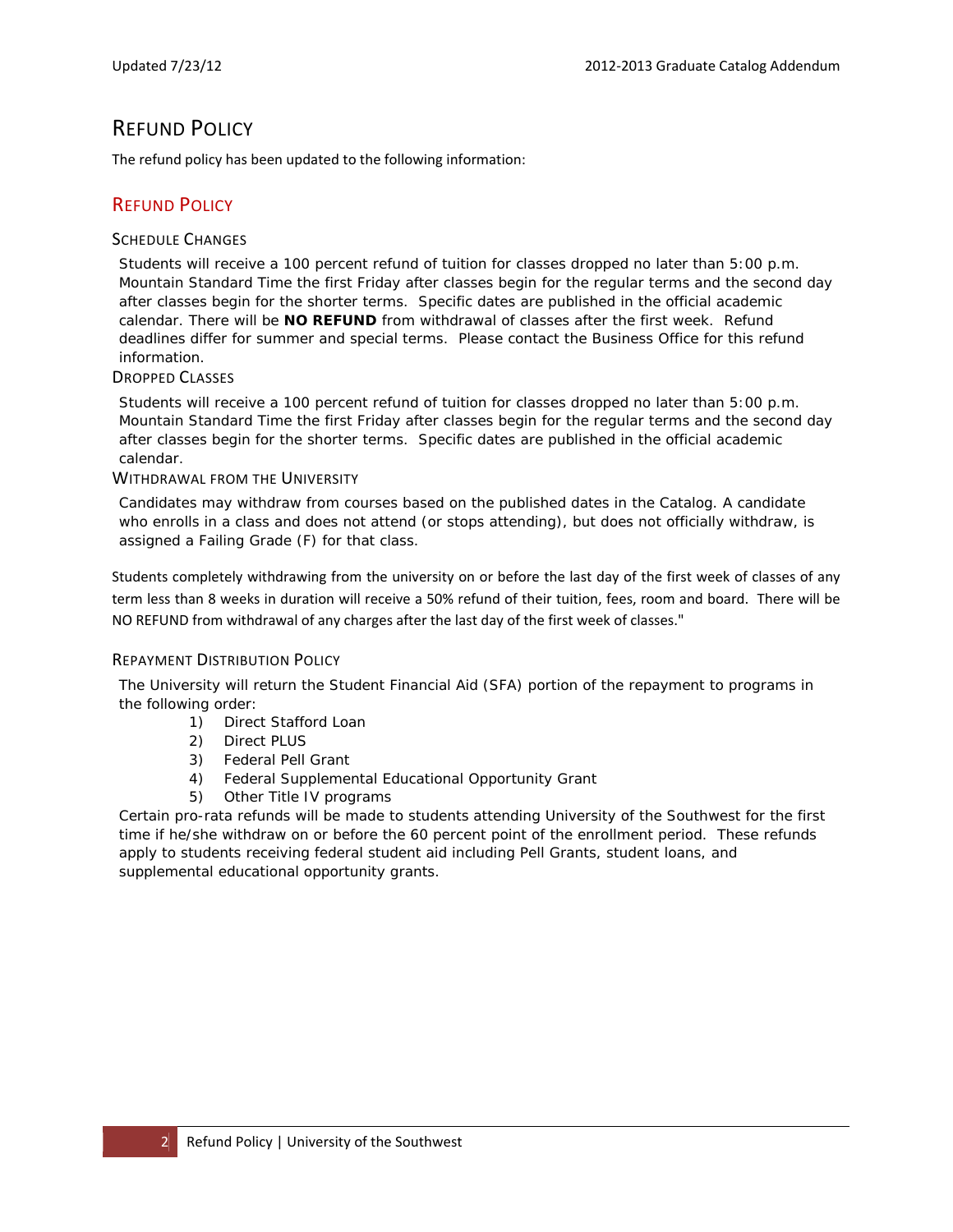# Refund Policy

The refund policy has been updated to the following information:

## Refund Policy

### Schedule Changes

Students will receive a 100 percent refund of tuition for classes dropped no later than 5:00 p.m. Mountain Standard Time the first Friday after classes begin for the regular terms and the second day after classes begin for the shorter terms. Specific dates are published in the official academic calendar. There will be **NO REFUND** from withdrawal of classes after the first week. Refund deadlines differ for summer and special terms. Please contact the Business Office for this refund information.

### Dropped Classes

Students will receive a 100 percent refund of tuition for classes dropped no later than 5:00 p.m. Mountain Standard Time the first Friday after classes begin for the regular terms and the second day after classes begin for the shorter terms. Specific dates are published in the official academic calendar.

### Withdrawal from the University

Candidates may withdraw from courses based on the published dates in the Catalog. A candidate who enrolls in a class and does not attend (or stops attending), but does not officially withdraw, is assigned a Failing Grade (F) for that class.

Students completely withdrawing from the university on or before the last day of the first week of classes of any term less than 8 weeks in duration will receive a 50% refund of their tuition, fees, room and board. There will be NO REFUND from withdrawal of any charges after the last day of the first week of classes."

### Repayment Distribution Policy

The University will return the Student Financial Aid (SFA) portion of the repayment to programs in the following order:

1) Direct Stafford Loan
2) Direct PLUS
3) Federal Pell Grant
4) Federal Supplemental Educational Opportunity Grant
5) Other Title IV programs

Certain pro-rata refunds will be made to students attending University of the Southwest for the first time if he/she withdraw on or before the 60 percent point of the enrollment period. These refunds apply to students receiving federal student aid including Pell Grants, student loans, and supplemental educational opportunity grants.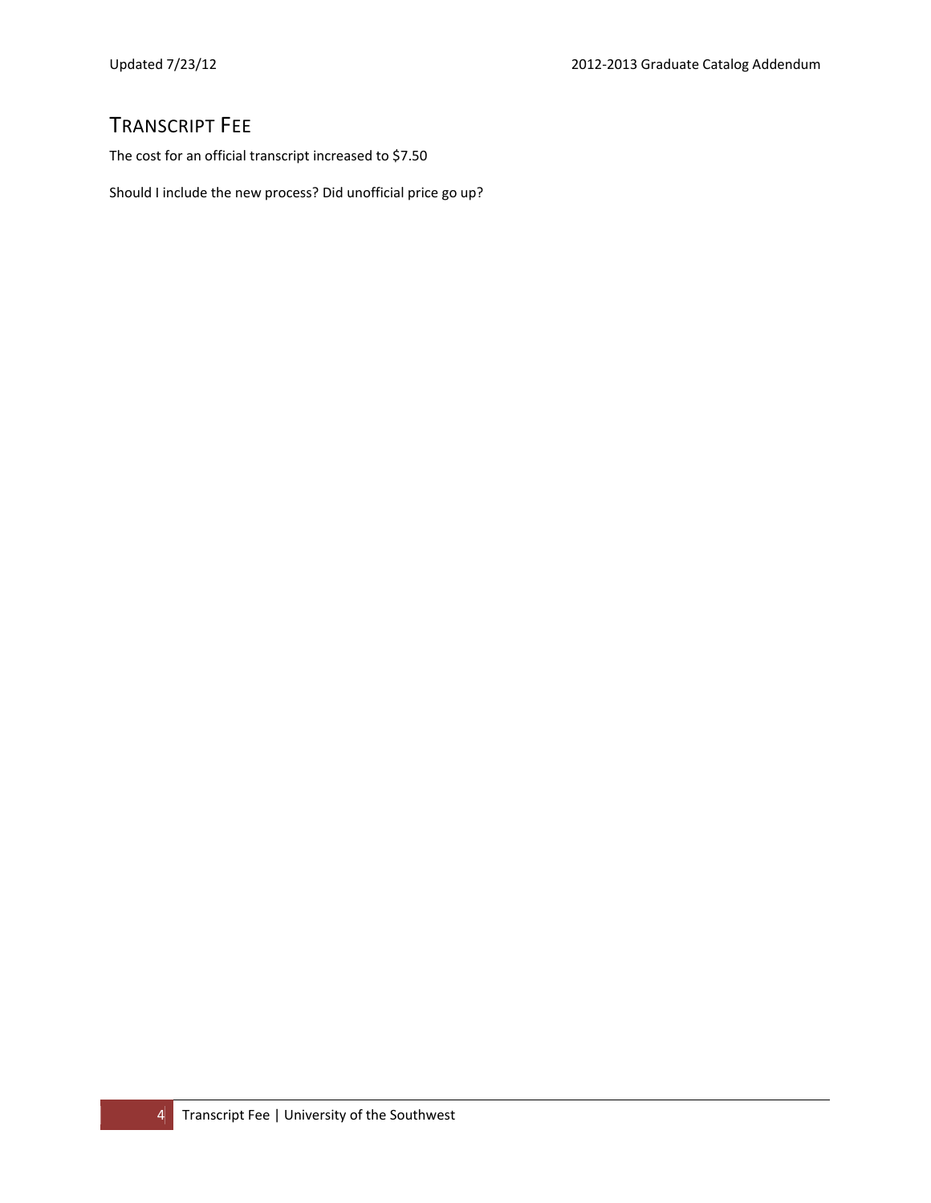# Transcript Fee

The cost for an official transcript increased to $7.50

Should I include the new process? Did unofficial price go up?